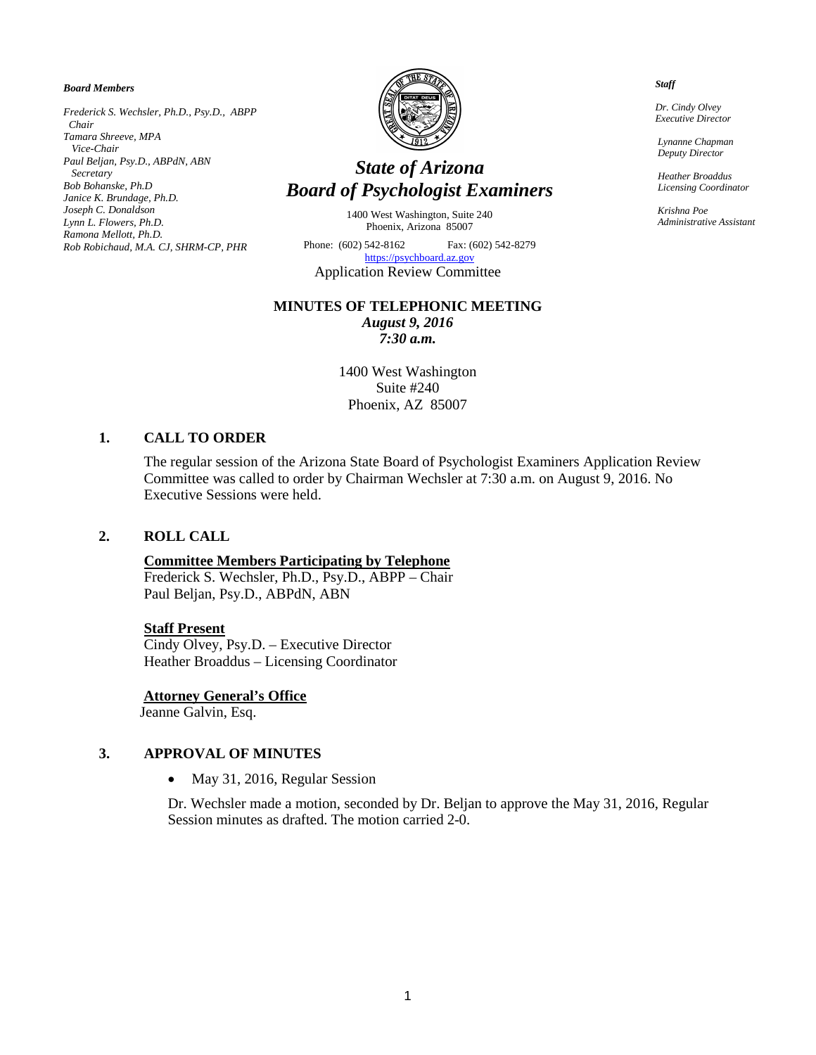***Board Members***

*Frederick S. Wechsler, Ph.D., Psy.D., ABPP*
*Chair*
*Tamara Shreeve, MPA*
*Vice-Chair*
*Paul Beljan, Psy.D., ABPdN, ABN*
*Secretary*
*Bob Bohanske, Ph.D*
*Janice K. Brundage, Ph.D.*
*Joseph C. Donaldson*
*Lynn L. Flowers, Ph.D.*
*Ramona Mellott, Ph.D.*
*Rob Robichaud, M.A. CJ, SHRM-CP, PHR*

# *State of Arizona*
# *Board of Psychologist Examiners*

1400 West Washington, Suite 240
Phoenix, Arizona 85007

Phone: (602) 542-8162 Fax: (602) 542-8279
https://psychboard.az.gov

***Staff***

*Dr. Cindy Olvey*
*Executive Director*

*Lynanne Chapman*
*Deputy Director*

*Heather Broaddus*
*Licensing Coordinator*

*Krishna Poe*
*Administrative Assistant*

Application Review Committee

**MINUTES OF TELEPHONIC MEETING**
***August 9, 2016***
***7:30 a.m.***

1400 West Washington
Suite #240
Phoenix, AZ 85007

## 1. CALL TO ORDER

The regular session of the Arizona State Board of Psychologist Examiners Application Review Committee was called to order by Chairman Wechsler at 7:30 a.m. on August 9, 2016. No Executive Sessions were held.

## 2. ROLL CALL

**Committee Members Participating by Telephone**
Frederick S. Wechsler, Ph.D., Psy.D., ABPP – Chair
Paul Beljan, Psy.D., ABPdN, ABN

**Staff Present**
Cindy Olvey, Psy.D. – Executive Director
Heather Broaddus – Licensing Coordinator

**Attorney General's Office**
Jeanne Galvin, Esq.

## 3. APPROVAL OF MINUTES

- May 31, 2016, Regular Session

Dr. Wechsler made a motion, seconded by Dr. Beljan to approve the May 31, 2016, Regular Session minutes as drafted. The motion carried 2-0.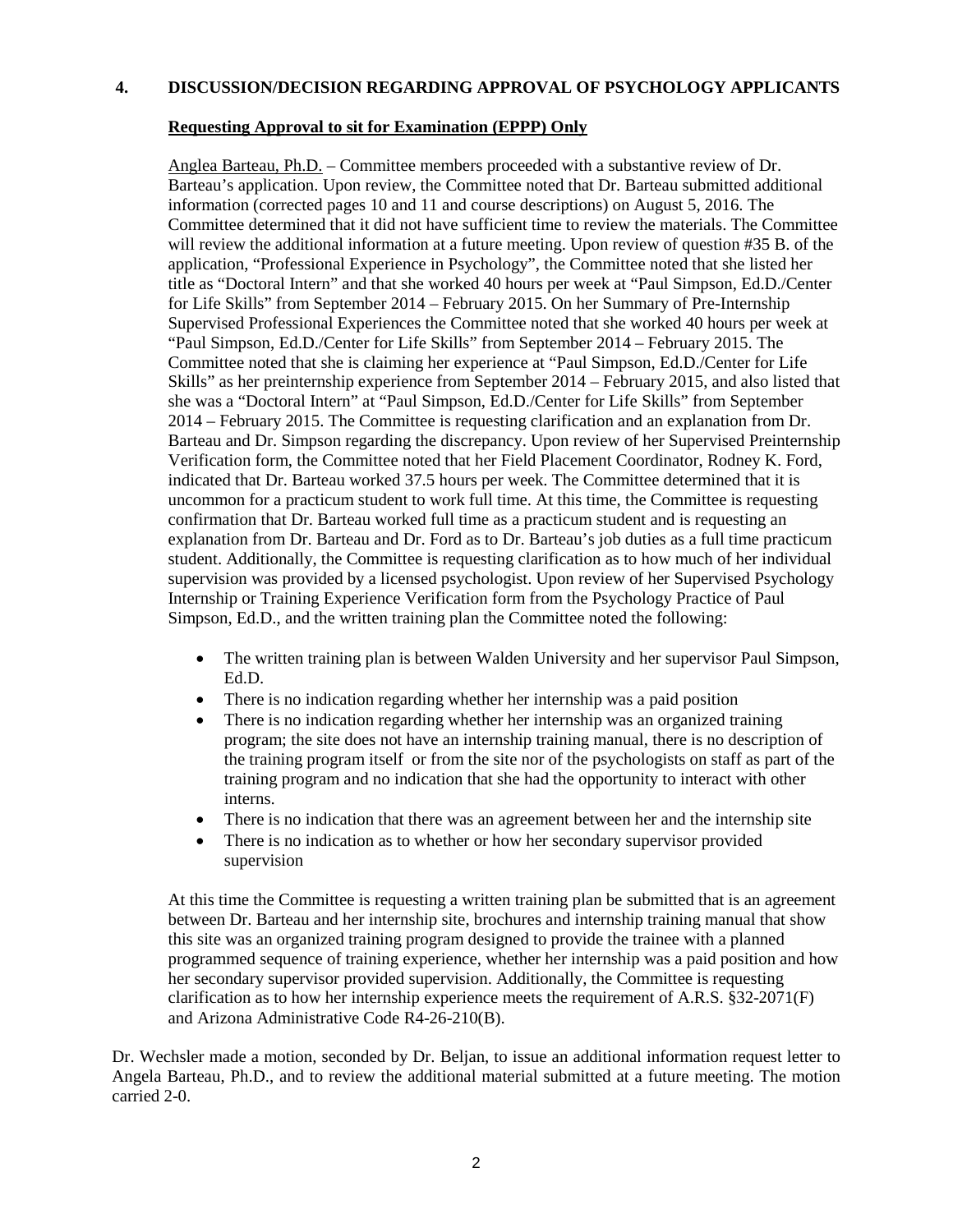## 4. DISCUSSION/DECISION REGARDING APPROVAL OF PSYCHOLOGY APPLICANTS

### Requesting Approval to sit for Examination (EPPP) Only

Anglea Barteau, Ph.D. – Committee members proceeded with a substantive review of Dr. Barteau's application. Upon review, the Committee noted that Dr. Barteau submitted additional information (corrected pages 10 and 11 and course descriptions) on August 5, 2016. The Committee determined that it did not have sufficient time to review the materials. The Committee will review the additional information at a future meeting. Upon review of question #35 B. of the application, "Professional Experience in Psychology", the Committee noted that she listed her title as "Doctoral Intern" and that she worked 40 hours per week at "Paul Simpson, Ed.D./Center for Life Skills" from September 2014 – February 2015. On her Summary of Pre-Internship Supervised Professional Experiences the Committee noted that she worked 40 hours per week at "Paul Simpson, Ed.D./Center for Life Skills" from September 2014 – February 2015. The Committee noted that she is claiming her experience at "Paul Simpson, Ed.D./Center for Life Skills" as her preinternship experience from September 2014 – February 2015, and also listed that she was a "Doctoral Intern" at "Paul Simpson, Ed.D./Center for Life Skills" from September 2014 – February 2015. The Committee is requesting clarification and an explanation from Dr. Barteau and Dr. Simpson regarding the discrepancy. Upon review of her Supervised Preinternship Verification form, the Committee noted that her Field Placement Coordinator, Rodney K. Ford, indicated that Dr. Barteau worked 37.5 hours per week. The Committee determined that it is uncommon for a practicum student to work full time. At this time, the Committee is requesting confirmation that Dr. Barteau worked full time as a practicum student and is requesting an explanation from Dr. Barteau and Dr. Ford as to Dr. Barteau's job duties as a full time practicum student. Additionally, the Committee is requesting clarification as to how much of her individual supervision was provided by a licensed psychologist. Upon review of her Supervised Psychology Internship or Training Experience Verification form from the Psychology Practice of Paul Simpson, Ed.D., and the written training plan the Committee noted the following:

- The written training plan is between Walden University and her supervisor Paul Simpson, Ed.D.
- There is no indication regarding whether her internship was a paid position
- There is no indication regarding whether her internship was an organized training program; the site does not have an internship training manual, there is no description of the training program itself or from the site nor of the psychologists on staff as part of the training program and no indication that she had the opportunity to interact with other interns.
- There is no indication that there was an agreement between her and the internship site
- There is no indication as to whether or how her secondary supervisor provided supervision

At this time the Committee is requesting a written training plan be submitted that is an agreement between Dr. Barteau and her internship site, brochures and internship training manual that show this site was an organized training program designed to provide the trainee with a planned programmed sequence of training experience, whether her internship was a paid position and how her secondary supervisor provided supervision. Additionally, the Committee is requesting clarification as to how her internship experience meets the requirement of A.R.S. §32-2071(F) and Arizona Administrative Code R4-26-210(B).

Dr. Wechsler made a motion, seconded by Dr. Beljan, to issue an additional information request letter to Angela Barteau, Ph.D., and to review the additional material submitted at a future meeting. The motion carried 2-0.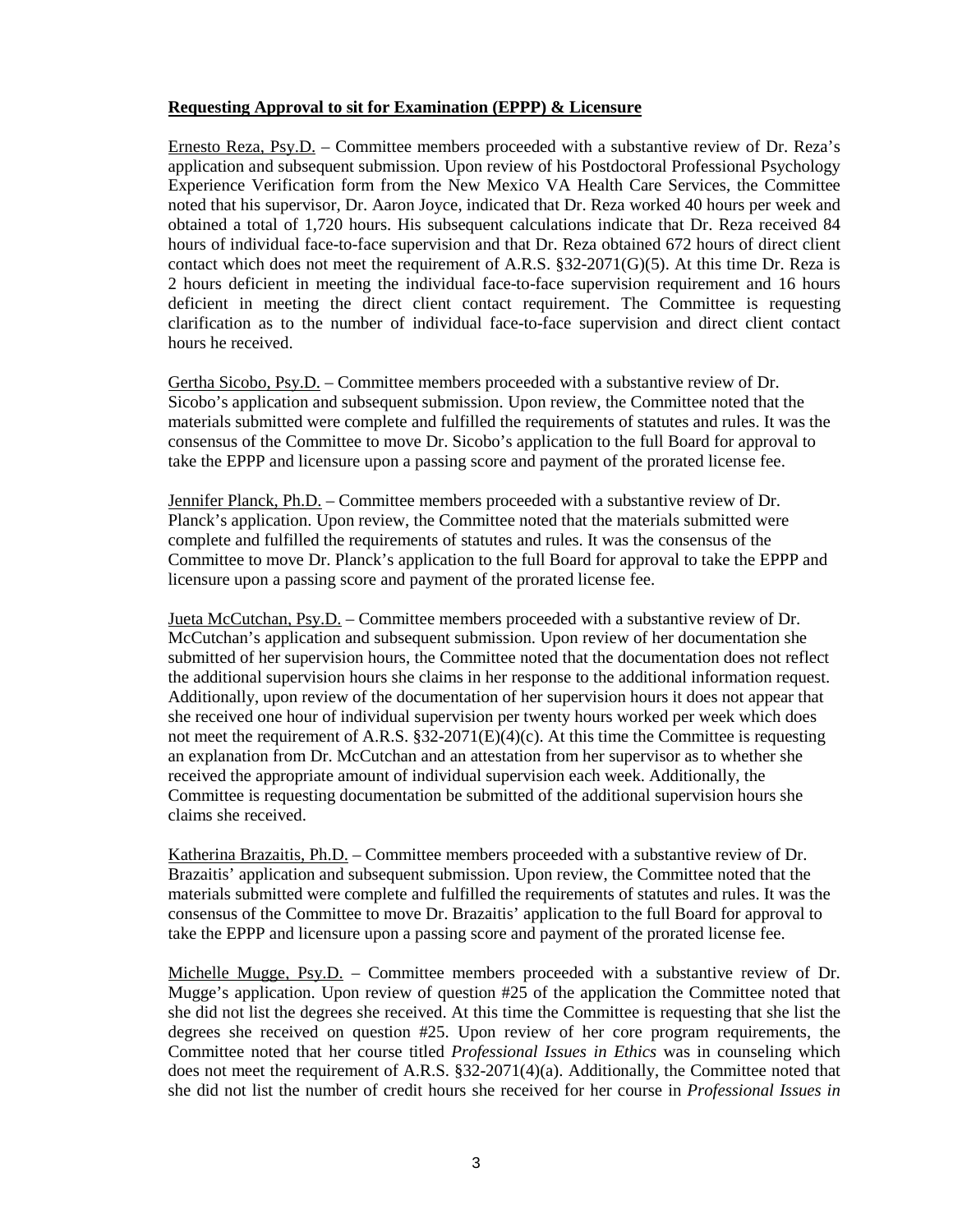**Requesting Approval to sit for Examination (EPPP) & Licensure**

Ernesto Reza, Psy.D. – Committee members proceeded with a substantive review of Dr. Reza's application and subsequent submission. Upon review of his Postdoctoral Professional Psychology Experience Verification form from the New Mexico VA Health Care Services, the Committee noted that his supervisor, Dr. Aaron Joyce, indicated that Dr. Reza worked 40 hours per week and obtained a total of 1,720 hours. His subsequent calculations indicate that Dr. Reza received 84 hours of individual face-to-face supervision and that Dr. Reza obtained 672 hours of direct client contact which does not meet the requirement of A.R.S. §32-2071(G)(5). At this time Dr. Reza is 2 hours deficient in meeting the individual face-to-face supervision requirement and 16 hours deficient in meeting the direct client contact requirement. The Committee is requesting clarification as to the number of individual face-to-face supervision and direct client contact hours he received.

Gertha Sicobo, Psy.D. – Committee members proceeded with a substantive review of Dr. Sicobo's application and subsequent submission. Upon review, the Committee noted that the materials submitted were complete and fulfilled the requirements of statutes and rules. It was the consensus of the Committee to move Dr. Sicobo's application to the full Board for approval to take the EPPP and licensure upon a passing score and payment of the prorated license fee.

Jennifer Planck, Ph.D. – Committee members proceeded with a substantive review of Dr. Planck's application. Upon review, the Committee noted that the materials submitted were complete and fulfilled the requirements of statutes and rules. It was the consensus of the Committee to move Dr. Planck's application to the full Board for approval to take the EPPP and licensure upon a passing score and payment of the prorated license fee.

Jueta McCutchan, Psy.D. – Committee members proceeded with a substantive review of Dr. McCutchan's application and subsequent submission. Upon review of her documentation she submitted of her supervision hours, the Committee noted that the documentation does not reflect the additional supervision hours she claims in her response to the additional information request. Additionally, upon review of the documentation of her supervision hours it does not appear that she received one hour of individual supervision per twenty hours worked per week which does not meet the requirement of A.R.S. §32-2071(E)(4)(c). At this time the Committee is requesting an explanation from Dr. McCutchan and an attestation from her supervisor as to whether she received the appropriate amount of individual supervision each week. Additionally, the Committee is requesting documentation be submitted of the additional supervision hours she claims she received.

Katherina Brazaitis, Ph.D. – Committee members proceeded with a substantive review of Dr. Brazaitis' application and subsequent submission. Upon review, the Committee noted that the materials submitted were complete and fulfilled the requirements of statutes and rules. It was the consensus of the Committee to move Dr. Brazaitis' application to the full Board for approval to take the EPPP and licensure upon a passing score and payment of the prorated license fee.

Michelle Mugge, Psy.D. – Committee members proceeded with a substantive review of Dr. Mugge's application. Upon review of question #25 of the application the Committee noted that she did not list the degrees she received. At this time the Committee is requesting that she list the degrees she received on question #25. Upon review of her core program requirements, the Committee noted that her course titled *Professional Issues in Ethics* was in counseling which does not meet the requirement of A.R.S. §32-2071(4)(a). Additionally, the Committee noted that she did not list the number of credit hours she received for her course in *Professional Issues in*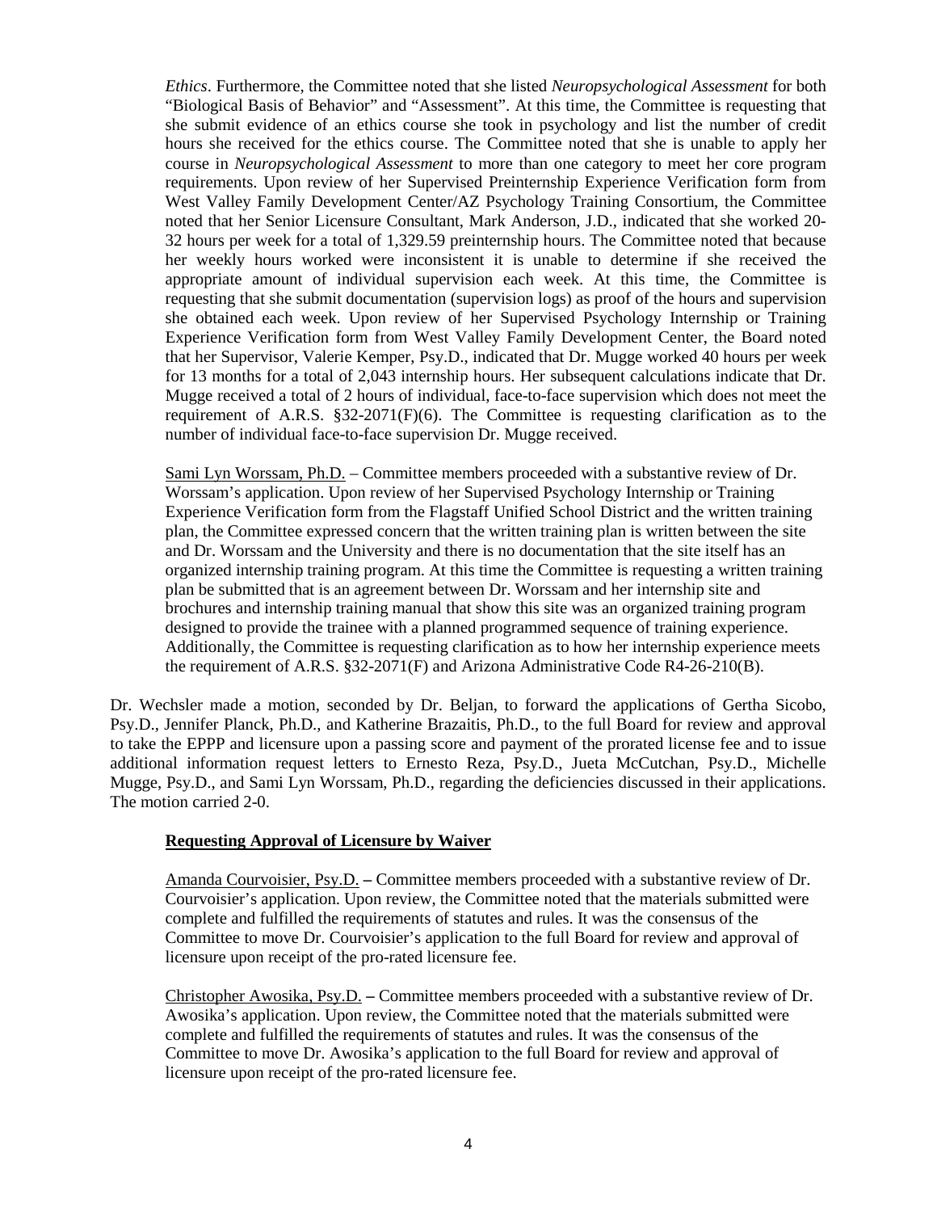*Ethics*. Furthermore, the Committee noted that she listed *Neuropsychological Assessment* for both "Biological Basis of Behavior" and "Assessment". At this time, the Committee is requesting that she submit evidence of an ethics course she took in psychology and list the number of credit hours she received for the ethics course. The Committee noted that she is unable to apply her course in *Neuropsychological Assessment* to more than one category to meet her core program requirements. Upon review of her Supervised Preinternship Experience Verification form from West Valley Family Development Center/AZ Psychology Training Consortium, the Committee noted that her Senior Licensure Consultant, Mark Anderson, J.D., indicated that she worked 20-32 hours per week for a total of 1,329.59 preinternship hours. The Committee noted that because her weekly hours worked were inconsistent it is unable to determine if she received the appropriate amount of individual supervision each week. At this time, the Committee is requesting that she submit documentation (supervision logs) as proof of the hours and supervision she obtained each week. Upon review of her Supervised Psychology Internship or Training Experience Verification form from West Valley Family Development Center, the Board noted that her Supervisor, Valerie Kemper, Psy.D., indicated that Dr. Mugge worked 40 hours per week for 13 months for a total of 2,043 internship hours. Her subsequent calculations indicate that Dr. Mugge received a total of 2 hours of individual, face-to-face supervision which does not meet the requirement of A.R.S. §32-2071(F)(6). The Committee is requesting clarification as to the number of individual face-to-face supervision Dr. Mugge received.

<u>Sami Lyn Worssam, Ph.D.</u> – Committee members proceeded with a substantive review of Dr. Worssam's application. Upon review of her Supervised Psychology Internship or Training Experience Verification form from the Flagstaff Unified School District and the written training plan, the Committee expressed concern that the written training plan is written between the site and Dr. Worssam and the University and there is no documentation that the site itself has an organized internship training program. At this time the Committee is requesting a written training plan be submitted that is an agreement between Dr. Worssam and her internship site and brochures and internship training manual that show this site was an organized training program designed to provide the trainee with a planned programmed sequence of training experience. Additionally, the Committee is requesting clarification as to how her internship experience meets the requirement of A.R.S. §32-2071(F) and Arizona Administrative Code R4-26-210(B).

Dr. Wechsler made a motion, seconded by Dr. Beljan, to forward the applications of Gertha Sicobo, Psy.D., Jennifer Planck, Ph.D., and Katherine Brazaitis, Ph.D., to the full Board for review and approval to take the EPPP and licensure upon a passing score and payment of the prorated license fee and to issue additional information request letters to Ernesto Reza, Psy.D., Jueta McCutchan, Psy.D., Michelle Mugge, Psy.D., and Sami Lyn Worssam, Ph.D., regarding the deficiencies discussed in their applications. The motion carried 2-0.

**<u>Requesting Approval of Licensure by Waiver</u>**

<u>Amanda Courvoisier, Psy.D.</u> **–** Committee members proceeded with a substantive review of Dr. Courvoisier's application. Upon review, the Committee noted that the materials submitted were complete and fulfilled the requirements of statutes and rules. It was the consensus of the Committee to move Dr. Courvoisier's application to the full Board for review and approval of licensure upon receipt of the pro-rated licensure fee.

<u>Christopher Awosika, Psy.D.</u> **–** Committee members proceeded with a substantive review of Dr. Awosika's application. Upon review, the Committee noted that the materials submitted were complete and fulfilled the requirements of statutes and rules. It was the consensus of the Committee to move Dr. Awosika's application to the full Board for review and approval of licensure upon receipt of the pro-rated licensure fee.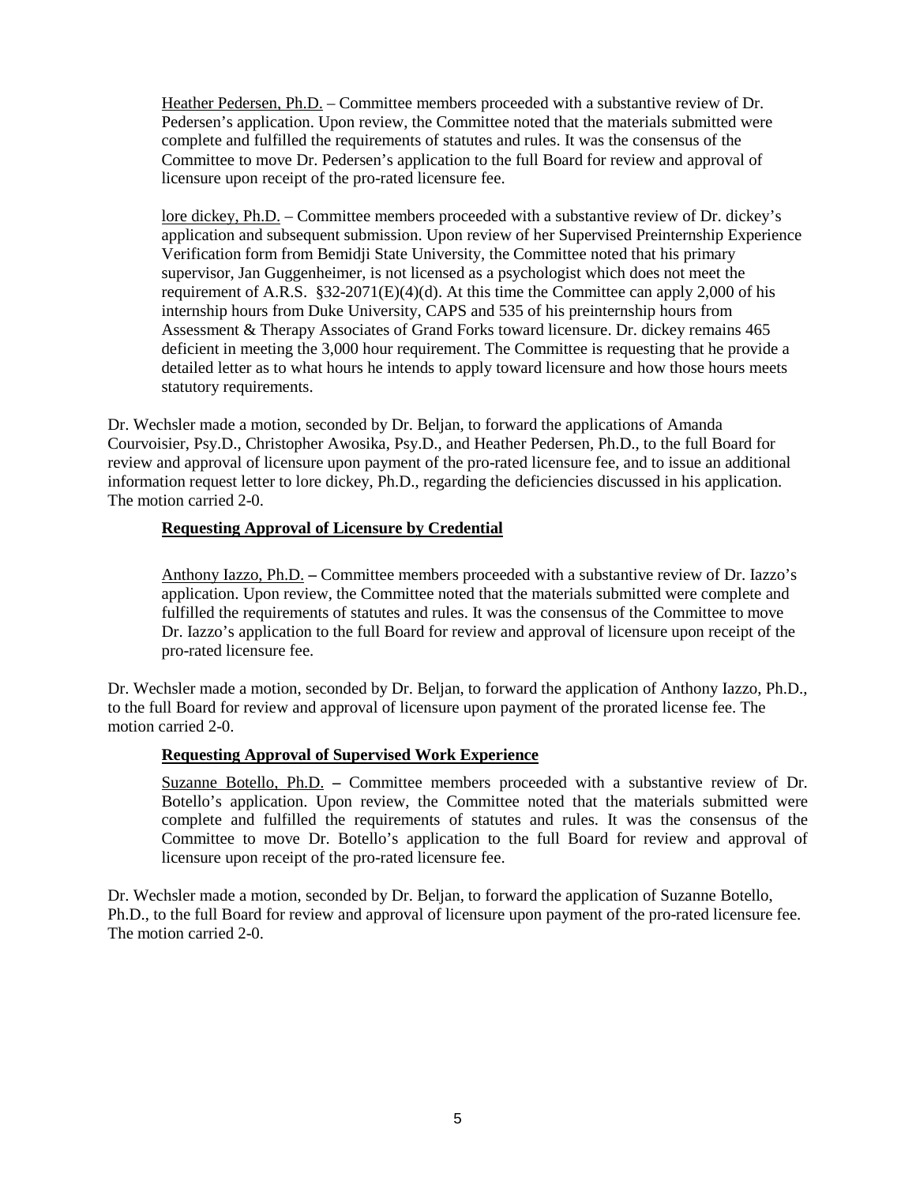Heather Pedersen, Ph.D. – Committee members proceeded with a substantive review of Dr. Pedersen's application. Upon review, the Committee noted that the materials submitted were complete and fulfilled the requirements of statutes and rules. It was the consensus of the Committee to move Dr. Pedersen's application to the full Board for review and approval of licensure upon receipt of the pro-rated licensure fee.

lore dickey, Ph.D. – Committee members proceeded with a substantive review of Dr. dickey's application and subsequent submission. Upon review of her Supervised Preinternship Experience Verification form from Bemidji State University, the Committee noted that his primary supervisor, Jan Guggenheimer, is not licensed as a psychologist which does not meet the requirement of A.R.S. §32-2071(E)(4)(d). At this time the Committee can apply 2,000 of his internship hours from Duke University, CAPS and 535 of his preinternship hours from Assessment & Therapy Associates of Grand Forks toward licensure. Dr. dickey remains 465 deficient in meeting the 3,000 hour requirement. The Committee is requesting that he provide a detailed letter as to what hours he intends to apply toward licensure and how those hours meets statutory requirements.

Dr. Wechsler made a motion, seconded by Dr. Beljan, to forward the applications of Amanda Courvoisier, Psy.D., Christopher Awosika, Psy.D., and Heather Pedersen, Ph.D., to the full Board for review and approval of licensure upon payment of the pro-rated licensure fee, and to issue an additional information request letter to lore dickey, Ph.D., regarding the deficiencies discussed in his application. The motion carried 2-0.

**Requesting Approval of Licensure by Credential**

Anthony Iazzo, Ph.D. **–** Committee members proceeded with a substantive review of Dr. Iazzo's application. Upon review, the Committee noted that the materials submitted were complete and fulfilled the requirements of statutes and rules. It was the consensus of the Committee to move Dr. Iazzo's application to the full Board for review and approval of licensure upon receipt of the pro-rated licensure fee.

Dr. Wechsler made a motion, seconded by Dr. Beljan, to forward the application of Anthony Iazzo, Ph.D., to the full Board for review and approval of licensure upon payment of the prorated license fee. The motion carried 2-0.

**Requesting Approval of Supervised Work Experience**

Suzanne Botello, Ph.D. **–** Committee members proceeded with a substantive review of Dr. Botello's application. Upon review, the Committee noted that the materials submitted were complete and fulfilled the requirements of statutes and rules. It was the consensus of the Committee to move Dr. Botello's application to the full Board for review and approval of licensure upon receipt of the pro-rated licensure fee.

Dr. Wechsler made a motion, seconded by Dr. Beljan, to forward the application of Suzanne Botello, Ph.D., to the full Board for review and approval of licensure upon payment of the pro-rated licensure fee. The motion carried 2-0.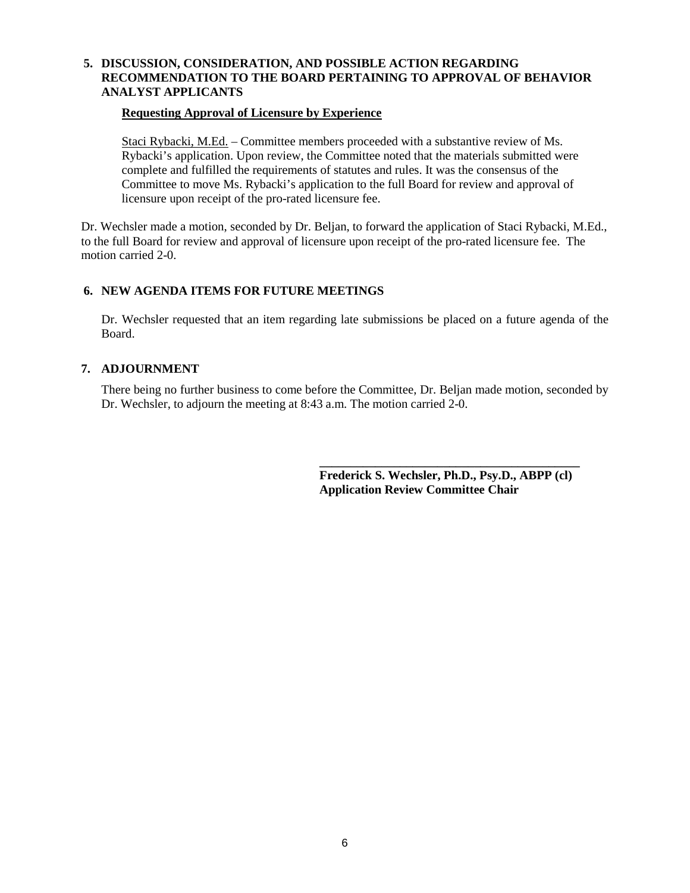**5. DISCUSSION, CONSIDERATION, AND POSSIBLE ACTION REGARDING RECOMMENDATION TO THE BOARD PERTAINING TO APPROVAL OF BEHAVIOR ANALYST APPLICANTS**

**Requesting Approval of Licensure by Experience**

Staci Rybacki, M.Ed. – Committee members proceeded with a substantive review of Ms. Rybacki's application. Upon review, the Committee noted that the materials submitted were complete and fulfilled the requirements of statutes and rules. It was the consensus of the Committee to move Ms. Rybacki's application to the full Board for review and approval of licensure upon receipt of the pro-rated licensure fee.

Dr. Wechsler made a motion, seconded by Dr. Beljan, to forward the application of Staci Rybacki, M.Ed., to the full Board for review and approval of licensure upon receipt of the pro-rated licensure fee. The motion carried 2-0.

**6. NEW AGENDA ITEMS FOR FUTURE MEETINGS**

Dr. Wechsler requested that an item regarding late submissions be placed on a future agenda of the Board.

**7. ADJOURNMENT**

There being no further business to come before the Committee, Dr. Beljan made motion, seconded by Dr. Wechsler, to adjourn the meeting at 8:43 a.m. The motion carried 2-0.

\_\_\_\_\_\_\_\_\_\_\_\_\_\_\_\_\_\_\_\_\_\_\_\_\_\_\_\_\_\_\_\_\_\_\_\_\_\_\_\_\_\_

**Frederick S. Wechsler, Ph.D., Psy.D., ABPP (cl)**
**Application Review Committee Chair**